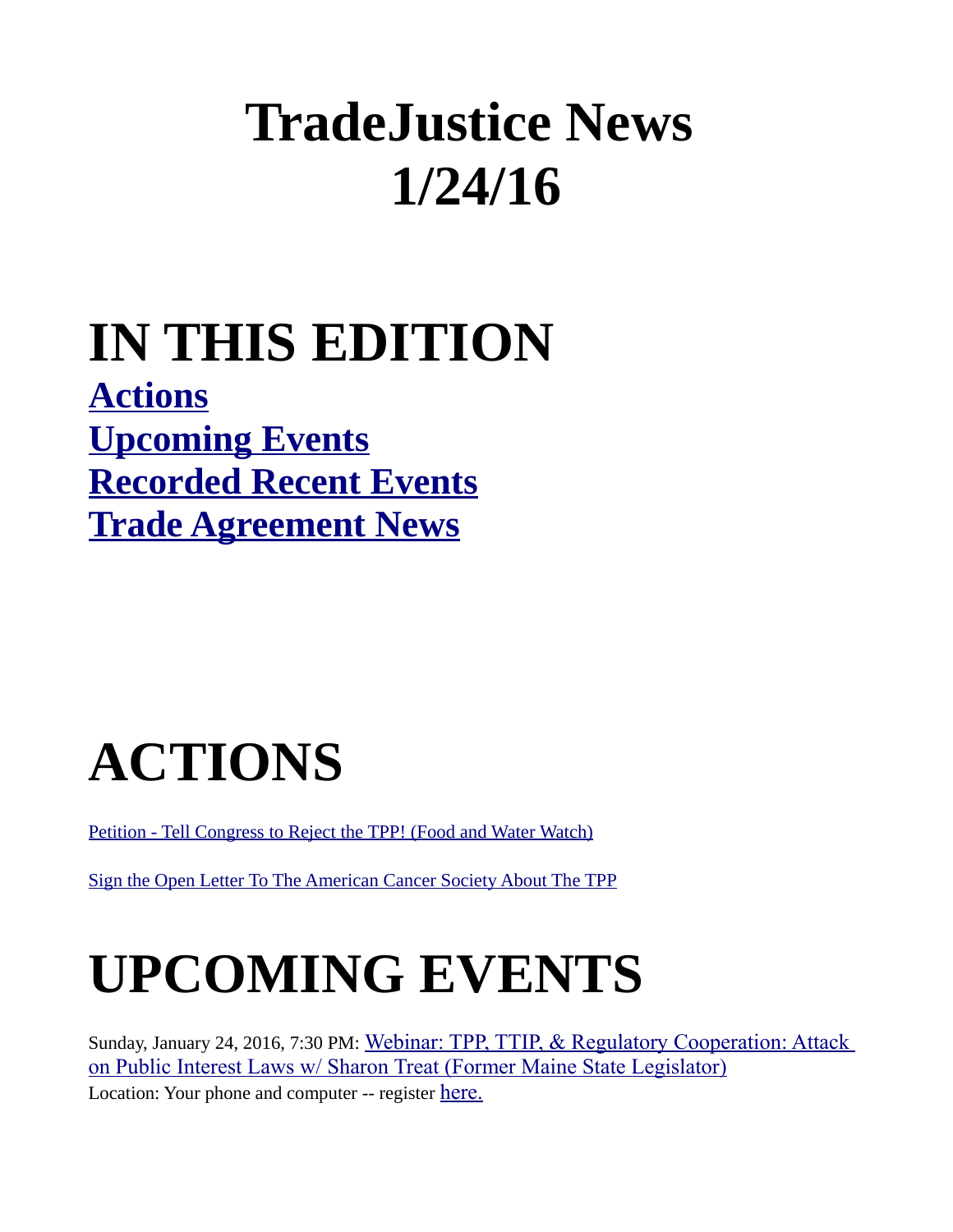# TradeJustice News 1/24/16

# IN THIS EDITION

**Actions**
**Upcoming Events**
**Recorded Recent Events**
**Trade Agreement News**

# ACTIONS

Petition - Tell Congress to Reject the TPP! (Food and Water Watch)

Sign the Open Letter To The American Cancer Society About The TPP

# UPCOMING EVENTS

Sunday, January 24, 2016, 7:30 PM: Webinar: TPP, TTIP, & Regulatory Cooperation: Attack on Public Interest Laws w/ Sharon Treat (Former Maine State Legislator)
Location: Your phone and computer -- register here.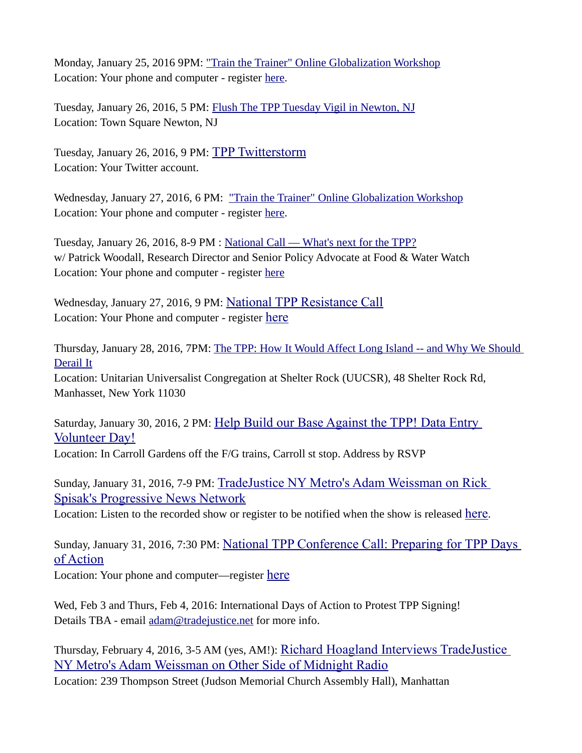Monday, January 25, 2016 9PM: "Train the Trainer" Online Globalization Workshop
Location: Your phone and computer - register here.

Tuesday, January 26, 2016, 5 PM: Flush The TPP Tuesday Vigil in Newton, NJ
Location: Town Square Newton, NJ

Tuesday, January 26, 2016, 9 PM: TPP Twitterstorm
Location: Your Twitter account.

Wednesday, January 27, 2016, 6 PM: "Train the Trainer" Online Globalization Workshop
Location: Your phone and computer - register here.

Tuesday, January 26, 2016, 8-9 PM : National Call — What's next for the TPP?
w/ Patrick Woodall, Research Director and Senior Policy Advocate at Food & Water Watch
Location: Your phone and computer - register here

Wednesday, January 27, 2016, 9 PM: National TPP Resistance Call
Location: Your Phone and computer - register here

Thursday, January 28, 2016, 7PM: The TPP: How It Would Affect Long Island -- and Why We Should Derail It
Location: Unitarian Universalist Congregation at Shelter Rock (UUCSR), 48 Shelter Rock Rd, Manhasset, New York 11030

Saturday, January 30, 2016, 2 PM: Help Build our Base Against the TPP! Data Entry Volunteer Day!
Location: In Carroll Gardens off the F/G trains, Carroll st stop. Address by RSVP

Sunday, January 31, 2016, 7-9 PM: TradeJustice NY Metro's Adam Weissman on Rick Spisak's Progressive News Network
Location: Listen to the recorded show or register to be notified when the show is released here.

Sunday, January 31, 2016, 7:30 PM: National TPP Conference Call: Preparing for TPP Days of Action
Location: Your phone and computer—register here

Wed, Feb 3 and Thurs, Feb 4, 2016: International Days of Action to Protest TPP Signing!
Details TBA - email adam@tradejustice.net for more info.

Thursday, February 4, 2016, 3-5 AM (yes, AM!): Richard Hoagland Interviews TradeJustice NY Metro's Adam Weissman on Other Side of Midnight Radio
Location: 239 Thompson Street (Judson Memorial Church Assembly Hall), Manhattan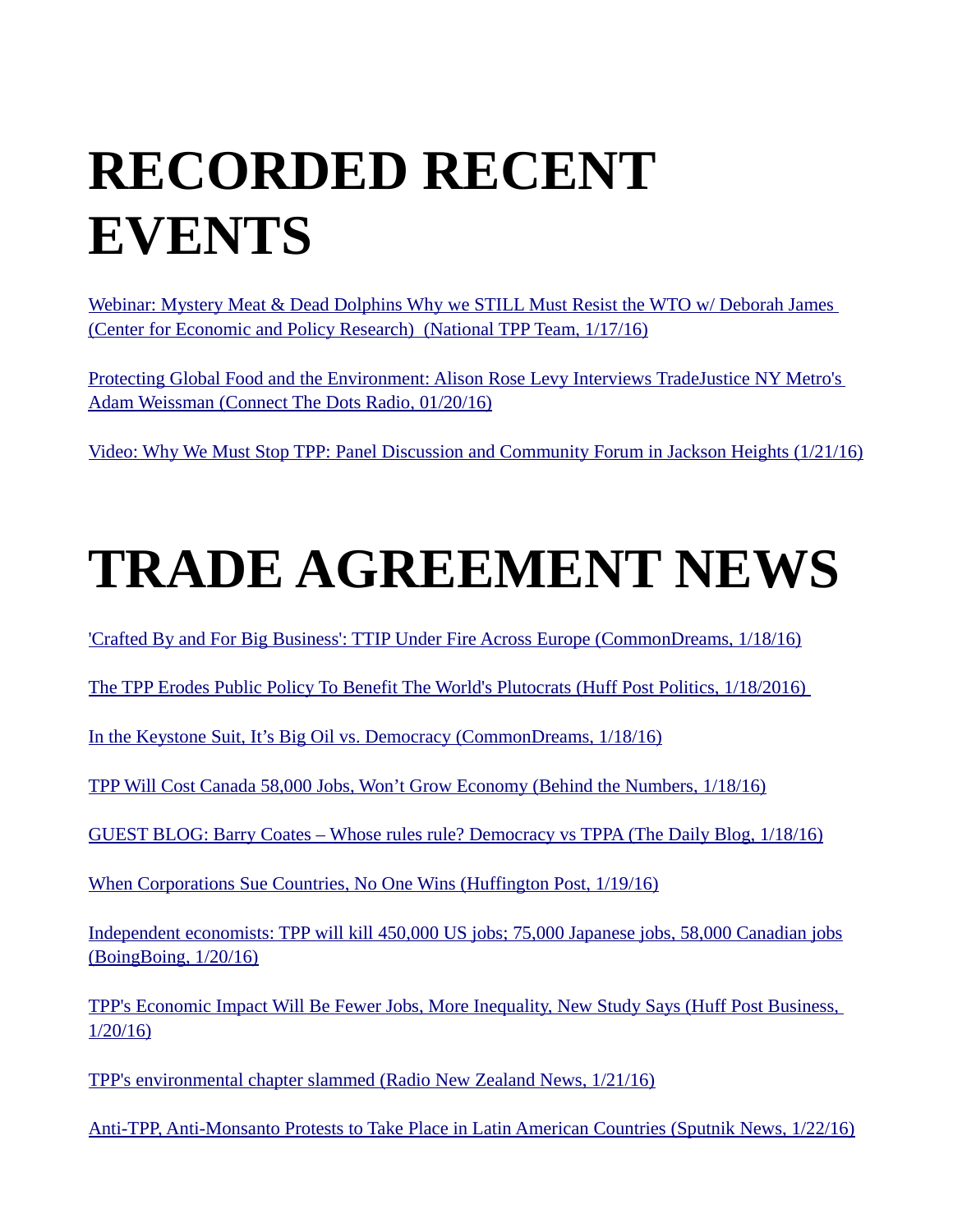# RECORDED RECENT EVENTS

Webinar: Mystery Meat & Dead Dolphins Why we STILL Must Resist the WTO w/ Deborah James (Center for Economic and Policy Research) (National TPP Team, 1/17/16)

Protecting Global Food and the Environment: Alison Rose Levy Interviews TradeJustice NY Metro's Adam Weissman (Connect The Dots Radio, 01/20/16)

Video: Why We Must Stop TPP: Panel Discussion and Community Forum in Jackson Heights (1/21/16)

# TRADE AGREEMENT NEWS

'Crafted By and For Big Business': TTIP Under Fire Across Europe (CommonDreams, 1/18/16)

The TPP Erodes Public Policy To Benefit The World's Plutocrats (Huff Post Politics, 1/18/2016)

In the Keystone Suit, It's Big Oil vs. Democracy (CommonDreams, 1/18/16)

TPP Will Cost Canada 58,000 Jobs, Won't Grow Economy (Behind the Numbers, 1/18/16)

GUEST BLOG: Barry Coates – Whose rules rule? Democracy vs TPPA (The Daily Blog, 1/18/16)

When Corporations Sue Countries, No One Wins (Huffington Post, 1/19/16)

Independent economists: TPP will kill 450,000 US jobs; 75,000 Japanese jobs, 58,000 Canadian jobs (BoingBoing, 1/20/16)

TPP's Economic Impact Will Be Fewer Jobs, More Inequality, New Study Says (Huff Post Business, 1/20/16)

TPP's environmental chapter slammed (Radio New Zealand News, 1/21/16)

Anti-TPP, Anti-Monsanto Protests to Take Place in Latin American Countries (Sputnik News, 1/22/16)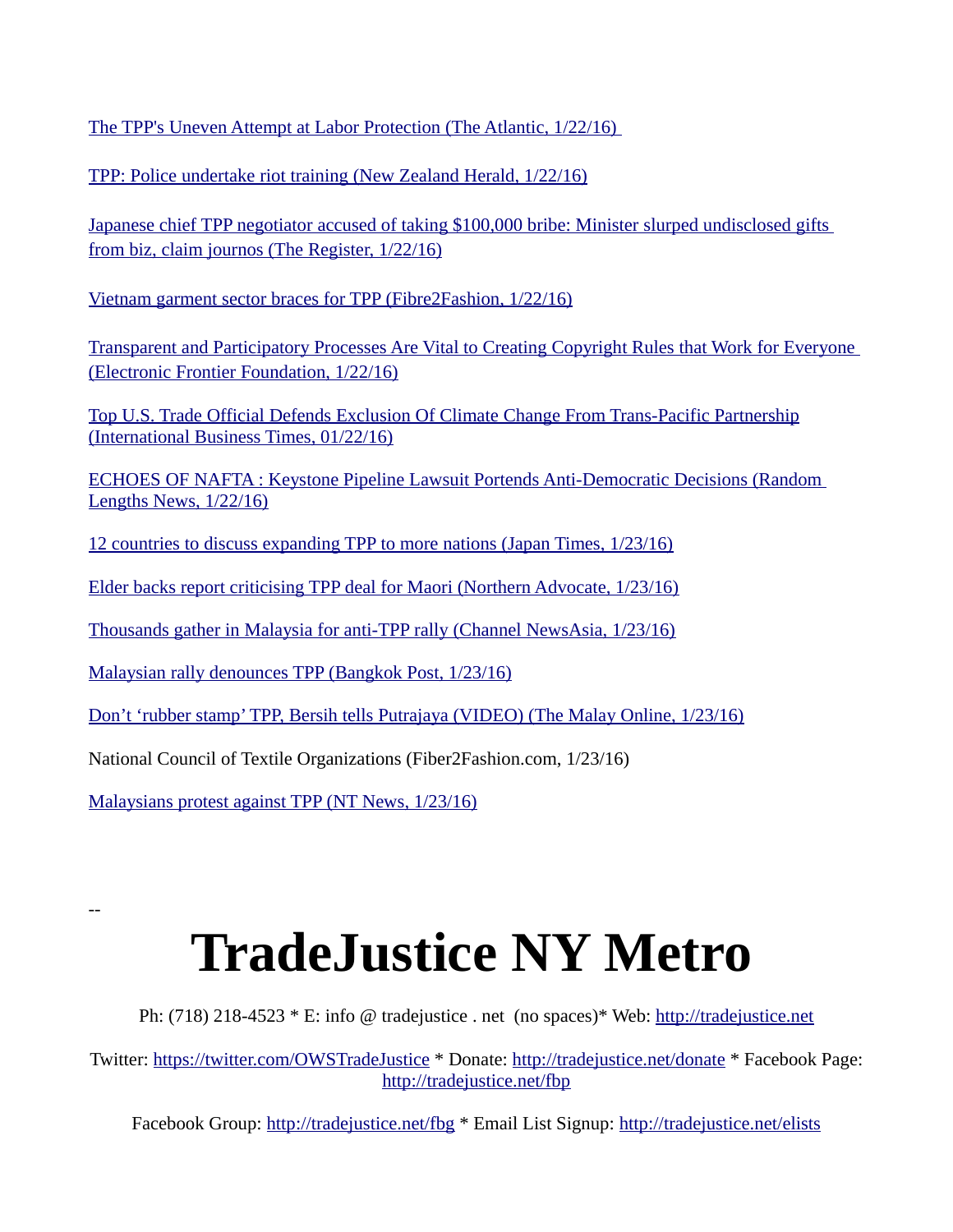The TPP's Uneven Attempt at Labor Protection (The Atlantic, 1/22/16)

TPP: Police undertake riot training (New Zealand Herald, 1/22/16)

Japanese chief TPP negotiator accused of taking $100,000 bribe: Minister slurped undisclosed gifts from biz, claim journos (The Register, 1/22/16)

Vietnam garment sector braces for TPP (Fibre2Fashion, 1/22/16)

Transparent and Participatory Processes Are Vital to Creating Copyright Rules that Work for Everyone (Electronic Frontier Foundation, 1/22/16)

Top U.S. Trade Official Defends Exclusion Of Climate Change From Trans-Pacific Partnership (International Business Times, 01/22/16)

ECHOES OF NAFTA : Keystone Pipeline Lawsuit Portends Anti-Democratic Decisions (Random Lengths News, 1/22/16)

12 countries to discuss expanding TPP to more nations (Japan Times, 1/23/16)

Elder backs report criticising TPP deal for Maori (Northern Advocate, 1/23/16)

Thousands gather in Malaysia for anti-TPP rally (Channel NewsAsia, 1/23/16)

Malaysian rally denounces TPP (Bangkok Post, 1/23/16)

Don't 'rubber stamp' TPP, Bersih tells Putrajaya (VIDEO) (The Malay Online, 1/23/16)

National Council of Textile Organizations (Fiber2Fashion.com, 1/23/16)

Malaysians protest against TPP (NT News, 1/23/16)

--

# TradeJustice NY Metro

Ph: (718) 218-4523 * E: info @ tradejustice . net (no spaces)* Web: http://tradejustice.net

Twitter: https://twitter.com/OWSTradeJustice * Donate: http://tradejustice.net/donate * Facebook Page: http://tradejustice.net/fbp

Facebook Group: http://tradejustice.net/fbg * Email List Signup: http://tradejustice.net/elists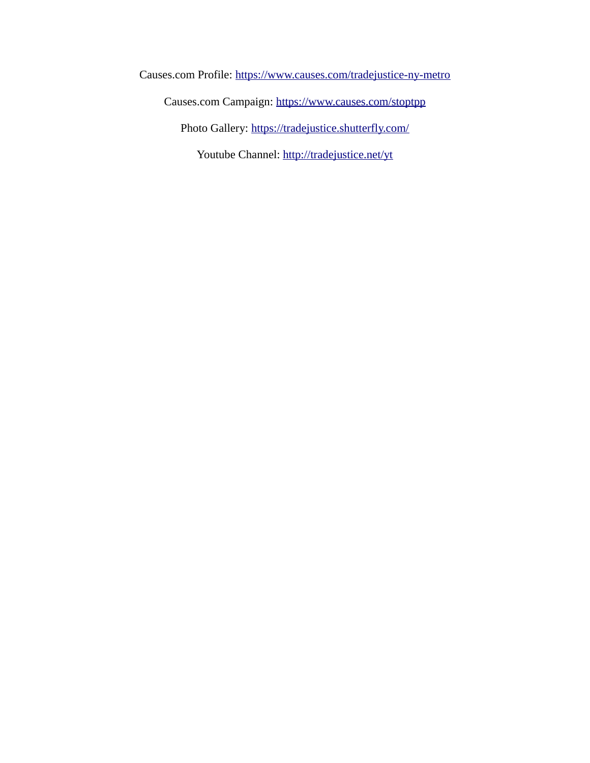Causes.com Profile: https://www.causes.com/tradejustice-ny-metro

Causes.com Campaign: https://www.causes.com/stoptpp

Photo Gallery: https://tradejustice.shutterfly.com/

Youtube Channel: http://tradejustice.net/yt